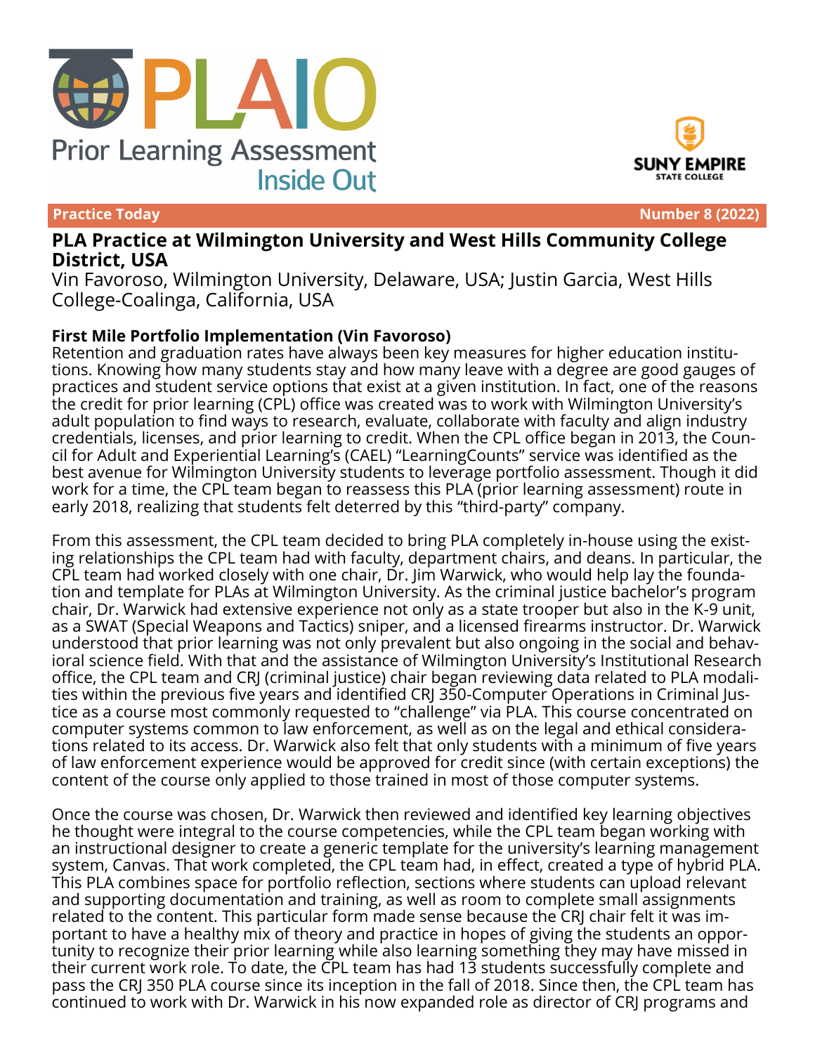PLAIO

Prior Learning Assessment Inside Out

SUNY EMPIRE STATE COLLEGE

**Practice Today** **Number 8 (2022)**

# PLA Practice at Wilmington University and West Hills Community College District, USA

Vin Favoroso, Wilmington University, Delaware, USA; Justin Garcia, West Hills College-Coalinga, California, USA

## First Mile Portfolio Implementation (Vin Favoroso)

Retention and graduation rates have always been key measures for higher education institutions. Knowing how many students stay and how many leave with a degree are good gauges of practices and student service options that exist at a given institution. In fact, one of the reasons the credit for prior learning (CPL) office was created was to work with Wilmington University's adult population to find ways to research, evaluate, collaborate with faculty and align industry credentials, licenses, and prior learning to credit. When the CPL office began in 2013, the Council for Adult and Experiential Learning's (CAEL) "LearningCounts" service was identified as the best avenue for Wilmington University students to leverage portfolio assessment. Though it did work for a time, the CPL team began to reassess this PLA (prior learning assessment) route in early 2018, realizing that students felt deterred by this "third-party" company.

From this assessment, the CPL team decided to bring PLA completely in-house using the existing relationships the CPL team had with faculty, department chairs, and deans. In particular, the CPL team had worked closely with one chair, Dr. Jim Warwick, who would help lay the foundation and template for PLAs at Wilmington University. As the criminal justice bachelor's program chair, Dr. Warwick had extensive experience not only as a state trooper but also in the K-9 unit, as a SWAT (Special Weapons and Tactics) sniper, and a licensed firearms instructor. Dr. Warwick understood that prior learning was not only prevalent but also ongoing in the social and behavioral science field. With that and the assistance of Wilmington University's Institutional Research office, the CPL team and CRJ (criminal justice) chair began reviewing data related to PLA modalities within the previous five years and identified CRJ 350-Computer Operations in Criminal Justice as a course most commonly requested to "challenge" via PLA. This course concentrated on computer systems common to law enforcement, as well as on the legal and ethical considerations related to its access. Dr. Warwick also felt that only students with a minimum of five years of law enforcement experience would be approved for credit since (with certain exceptions) the content of the course only applied to those trained in most of those computer systems.

Once the course was chosen, Dr. Warwick then reviewed and identified key learning objectives he thought were integral to the course competencies, while the CPL team began working with an instructional designer to create a generic template for the university's learning management system, Canvas. That work completed, the CPL team had, in effect, created a type of hybrid PLA. This PLA combines space for portfolio reflection, sections where students can upload relevant and supporting documentation and training, as well as room to complete small assignments related to the content. This particular form made sense because the CRJ chair felt it was important to have a healthy mix of theory and practice in hopes of giving the students an opportunity to recognize their prior learning while also learning something they may have missed in their current work role. To date, the CPL team has had 13 students successfully complete and pass the CRJ 350 PLA course since its inception in the fall of 2018. Since then, the CPL team has continued to work with Dr. Warwick in his now expanded role as director of CRJ programs and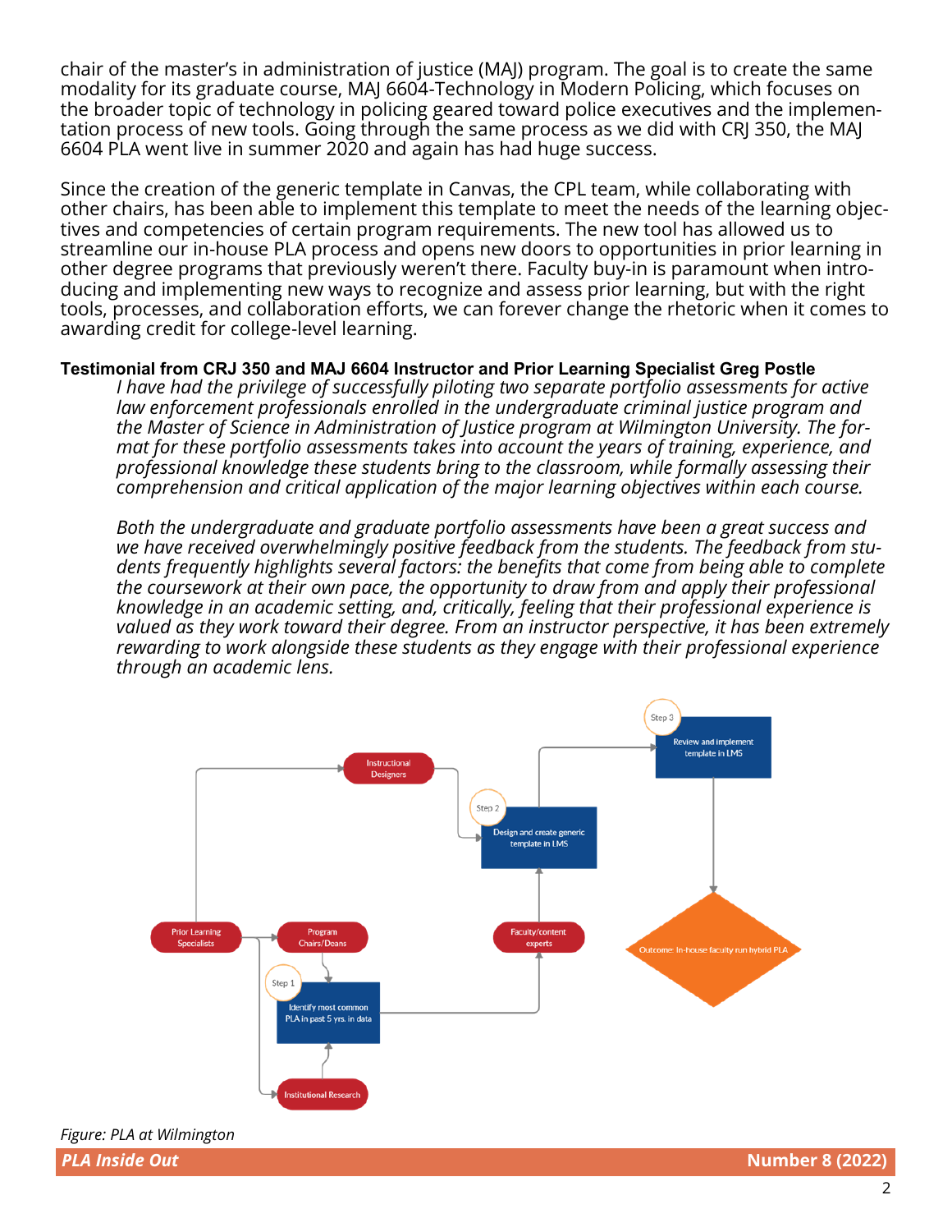chair of the master's in administration of justice (MAJ) program. The goal is to create the same modality for its graduate course, MAJ 6604-Technology in Modern Policing, which focuses on the broader topic of technology in policing geared toward police executives and the implementation process of new tools. Going through the same process as we did with CRJ 350, the MAJ 6604 PLA went live in summer 2020 and again has had huge success.

Since the creation of the generic template in Canvas, the CPL team, while collaborating with other chairs, has been able to implement this template to meet the needs of the learning objectives and competencies of certain program requirements. The new tool has allowed us to streamline our in-house PLA process and opens new doors to opportunities in prior learning in other degree programs that previously weren't there. Faculty buy-in is paramount when introducing and implementing new ways to recognize and assess prior learning, but with the right tools, processes, and collaboration efforts, we can forever change the rhetoric when it comes to awarding credit for college-level learning.

**Testimonial from CRJ 350 and MAJ 6604 Instructor and Prior Learning Specialist Greg Postle**

> *I have had the privilege of successfully piloting two separate portfolio assessments for active law enforcement professionals enrolled in the undergraduate criminal justice program and the Master of Science in Administration of Justice program at Wilmington University. The format for these portfolio assessments takes into account the years of training, experience, and professional knowledge these students bring to the classroom, while formally assessing their comprehension and critical application of the major learning objectives within each course.*
>
> *Both the undergraduate and graduate portfolio assessments have been a great success and we have received overwhelmingly positive feedback from the students. The feedback from students frequently highlights several factors: the benefits that come from being able to complete the coursework at their own pace, the opportunity to draw from and apply their professional knowledge in an academic setting, and, critically, feeling that their professional experience is valued as they work toward their degree. From an instructor perspective, it has been extremely rewarding to work alongside these students as they engage with their professional experience through an academic lens.*

Instructional Designers

Step 3 — Review and implement template in LMS

Step 2 — Design and create generic template in LMS

Prior Learning Specialists

Program Chairs/Deans

Faculty/content experts

Outcome: in-house faculty run hybrid PLA

Step 1 — Identify most common PLA in past 5 yrs. in data

Institutional Research

*Figure: PLA at Wilmington*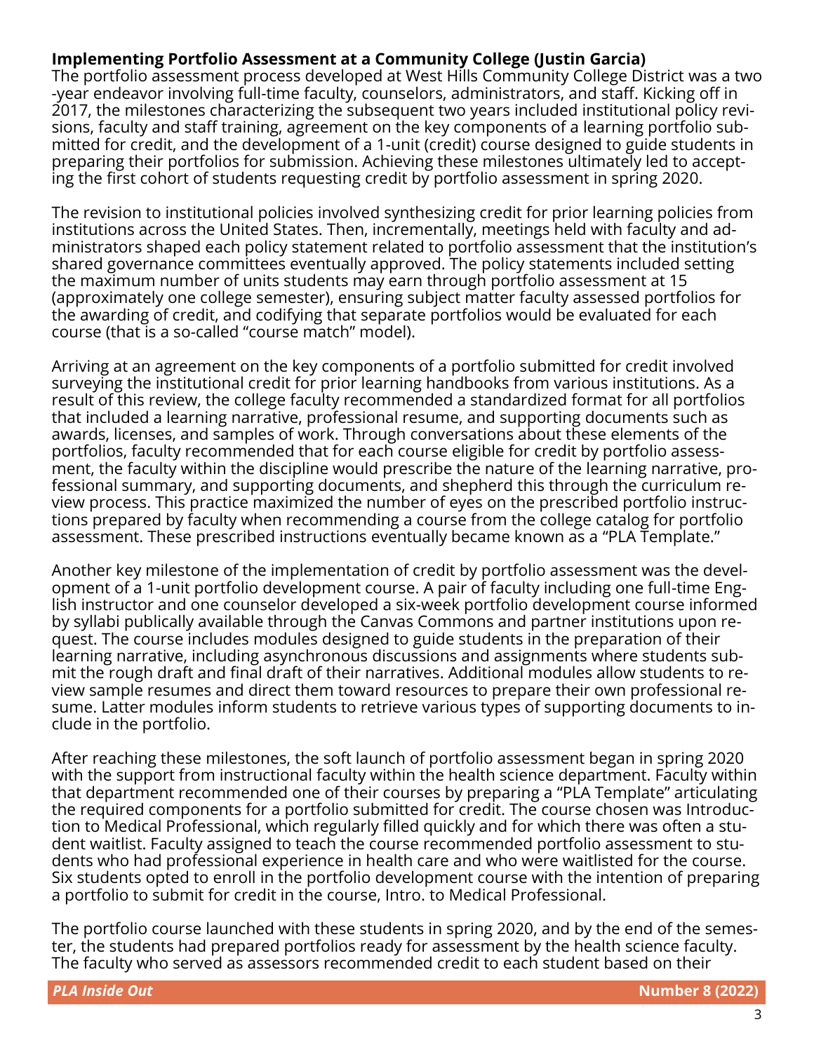### Implementing Portfolio Assessment at a Community College (Justin Garcia)

The portfolio assessment process developed at West Hills Community College District was a two-year endeavor involving full-time faculty, counselors, administrators, and staff. Kicking off in 2017, the milestones characterizing the subsequent two years included institutional policy revisions, faculty and staff training, agreement on the key components of a learning portfolio submitted for credit, and the development of a 1-unit (credit) course designed to guide students in preparing their portfolios for submission. Achieving these milestones ultimately led to accepting the first cohort of students requesting credit by portfolio assessment in spring 2020.

The revision to institutional policies involved synthesizing credit for prior learning policies from institutions across the United States. Then, incrementally, meetings held with faculty and administrators shaped each policy statement related to portfolio assessment that the institution's shared governance committees eventually approved. The policy statements included setting the maximum number of units students may earn through portfolio assessment at 15 (approximately one college semester), ensuring subject matter faculty assessed portfolios for the awarding of credit, and codifying that separate portfolios would be evaluated for each course (that is a so-called "course match" model).

Arriving at an agreement on the key components of a portfolio submitted for credit involved surveying the institutional credit for prior learning handbooks from various institutions. As a result of this review, the college faculty recommended a standardized format for all portfolios that included a learning narrative, professional resume, and supporting documents such as awards, licenses, and samples of work. Through conversations about these elements of the portfolios, faculty recommended that for each course eligible for credit by portfolio assessment, the faculty within the discipline would prescribe the nature of the learning narrative, professional summary, and supporting documents, and shepherd this through the curriculum review process. This practice maximized the number of eyes on the prescribed portfolio instructions prepared by faculty when recommending a course from the college catalog for portfolio assessment. These prescribed instructions eventually became known as a "PLA Template."

Another key milestone of the implementation of credit by portfolio assessment was the development of a 1-unit portfolio development course. A pair of faculty including one full-time English instructor and one counselor developed a six-week portfolio development course informed by syllabi publically available through the Canvas Commons and partner institutions upon request. The course includes modules designed to guide students in the preparation of their learning narrative, including asynchronous discussions and assignments where students submit the rough draft and final draft of their narratives. Additional modules allow students to review sample resumes and direct them toward resources to prepare their own professional resume. Latter modules inform students to retrieve various types of supporting documents to include in the portfolio.

After reaching these milestones, the soft launch of portfolio assessment began in spring 2020 with the support from instructional faculty within the health science department. Faculty within that department recommended one of their courses by preparing a "PLA Template" articulating the required components for a portfolio submitted for credit. The course chosen was Introduction to Medical Professional, which regularly filled quickly and for which there was often a student waitlist. Faculty assigned to teach the course recommended portfolio assessment to students who had professional experience in health care and who were waitlisted for the course. Six students opted to enroll in the portfolio development course with the intention of preparing a portfolio to submit for credit in the course, Intro. to Medical Professional.

The portfolio course launched with these students in spring 2020, and by the end of the semester, the students had prepared portfolios ready for assessment by the health science faculty. The faculty who served as assessors recommended credit to each student based on their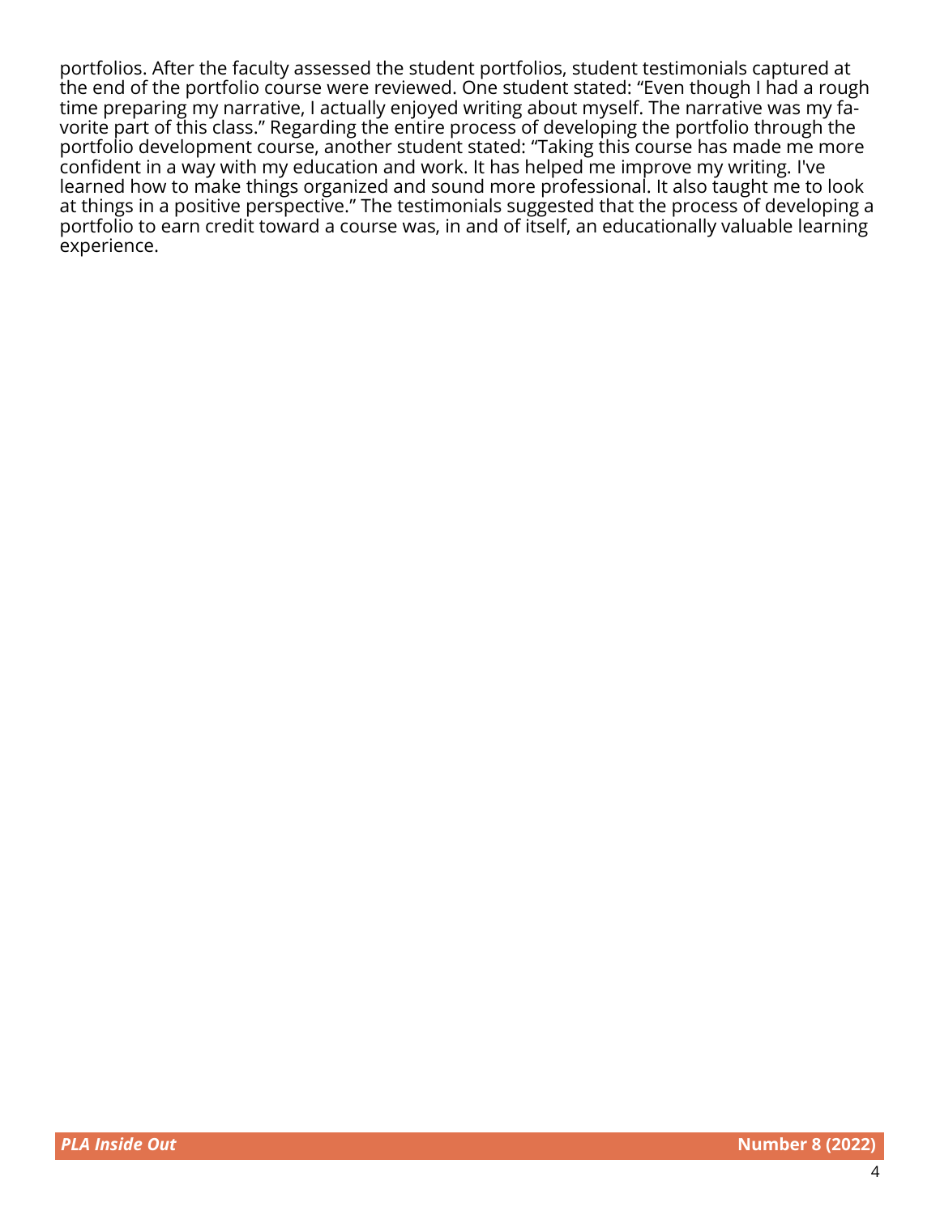portfolios. After the faculty assessed the student portfolios, student testimonials captured at the end of the portfolio course were reviewed. One student stated: "Even though I had a rough time preparing my narrative, I actually enjoyed writing about myself. The narrative was my favorite part of this class." Regarding the entire process of developing the portfolio through the portfolio development course, another student stated: "Taking this course has made me more confident in a way with my education and work. It has helped me improve my writing. I've learned how to make things organized and sound more professional. It also taught me to look at things in a positive perspective." The testimonials suggested that the process of developing a portfolio to earn credit toward a course was, in and of itself, an educationally valuable learning experience.